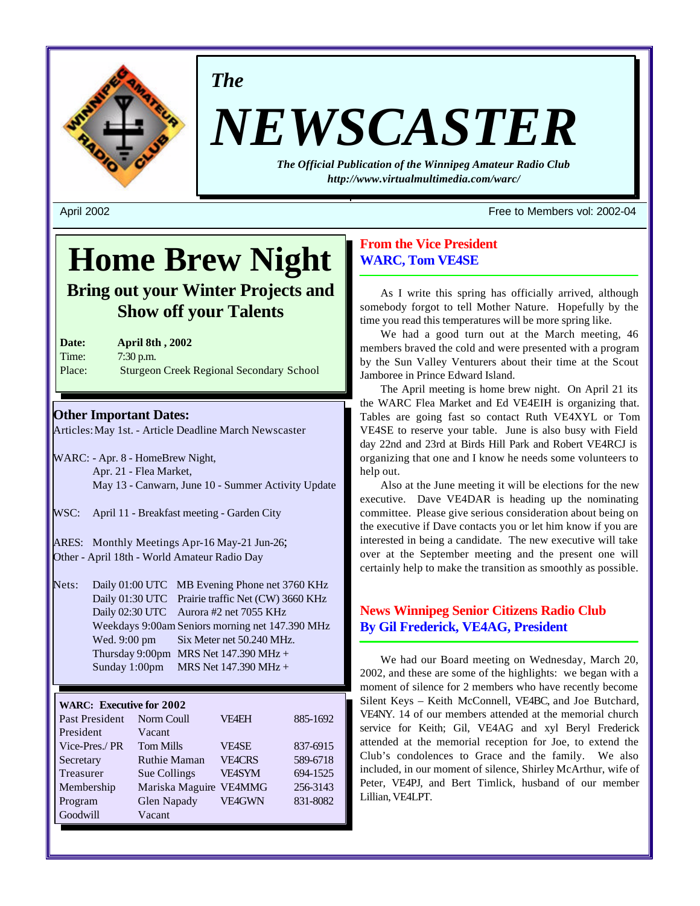*The*

# NEWSCASTER

***The Official Publication of the Winnipeg Amateur Radio Club***
***http://www.virtualmultimedia.com/warc/***

April 2002 — Free to Members vol: 2002-04

# Home Brew Night

## Bring out your Winter Projects and Show off your Talents

**Date:** **April 8th , 2002**
Time: 7:30 p.m.
Place: Sturgeon Creek Regional Secondary School

### Other Important Dates:

Articles: May 1st. - Article Deadline March Newscaster

WARC: - Apr. 8 - HomeBrew Night,
Apr. 21 - Flea Market,
May 13 - Canwarn, June 10 - Summer Activity Update

WSC: April 11 - Breakfast meeting - Garden City

ARES: Monthly Meetings Apr-16 May-21 Jun-26;
Other - April 18th - World Amateur Radio Day

Nets:
Daily 01:00 UTC MB Evening Phone net 3760 KHz
Daily 01:30 UTC Prairie traffic Net (CW) 3660 KHz
Daily 02:30 UTC Aurora #2 net 7055 KHz
Weekdays 9:00am Seniors morning net 147.390 MHz
Wed. 9:00 pm Six Meter net 50.240 MHz.
Thursday 9:00pm MRS Net 147.390 MHz +
Sunday 1:00pm MRS Net 147.390 MHz +

**WARC: Executive for 2002**

| Position | Name | Call | Phone |
|---|---|---|---|
| Past President | Norm Coull | VE4EH | 885-1692 |
| President | Vacant | | |
| Vice-Pres./ PR | Tom Mills | VE4SE | 837-6915 |
| Secretary | Ruthie Maman | VE4CRS | 589-6718 |
| Treasurer | Sue Collings | VE4SYM | 694-1525 |
| Membership | Mariska Maguire | VE4MMG | 256-3143 |
| Program | Glen Napady | VE4GWN | 831-8082 |
| Goodwill | Vacant | | |

## From the Vice President
## WARC, Tom VE4SE

As I write this spring has officially arrived, although somebody forgot to tell Mother Nature. Hopefully by the time you read this temperatures will be more spring like.

We had a good turn out at the March meeting, 46 members braved the cold and were presented with a program by the Sun Valley Venturers about their time at the Scout Jamboree in Prince Edward Island.

The April meeting is home brew night. On April 21 its the WARC Flea Market and Ed VE4EIH is organizing that. Tables are going fast so contact Ruth VE4XYL or Tom VE4SE to reserve your table. June is also busy with Field day 22nd and 23rd at Birds Hill Park and Robert VE4RCJ is organizing that one and I know he needs some volunteers to help out.

Also at the June meeting it will be elections for the new executive. Dave VE4DAR is heading up the nominating committee. Please give serious consideration about being on the executive if Dave contacts you or let him know if you are interested in being a candidate. The new executive will take over at the September meeting and the present one will certainly help to make the transition as smoothly as possible.

## News Winnipeg Senior Citizens Radio Club
## By Gil Frederick, VE4AG, President

We had our Board meeting on Wednesday, March 20, 2002, and these are some of the highlights: we began with a moment of silence for 2 members who have recently become Silent Keys – Keith McConnell, VE4BC, and Joe Butchard, VE4NY. 14 of our members attended at the memorial church service for Keith; Gil, VE4AG and xyl Beryl Frederick attended at the memorial reception for Joe, to extend the Club's condolences to Grace and the family. We also included, in our moment of silence, Shirley McArthur, wife of Peter, VE4PJ, and Bert Timlick, husband of our member Lillian, VE4LPT.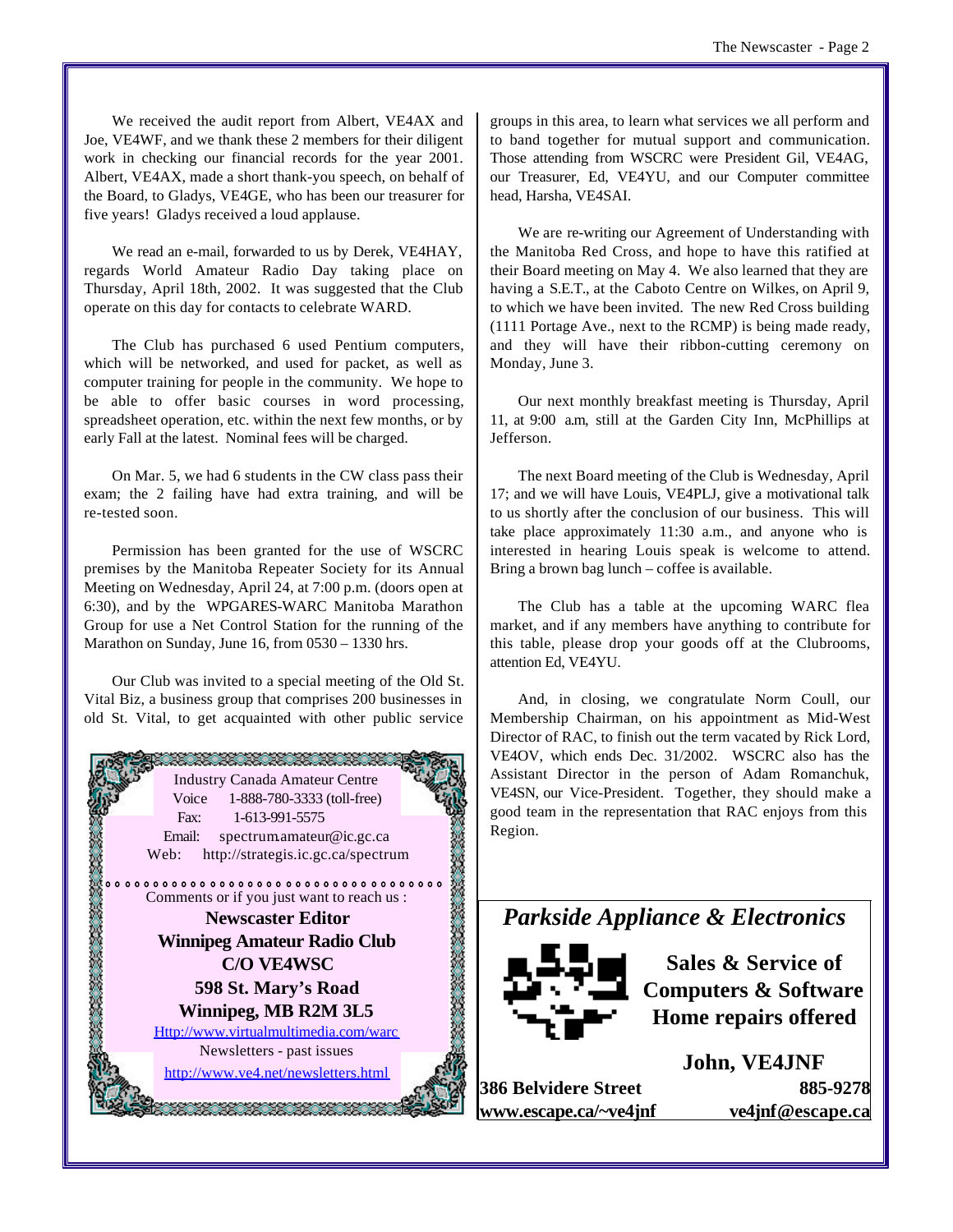We received the audit report from Albert, VE4AX and Joe, VE4WF, and we thank these 2 members for their diligent work in checking our financial records for the year 2001. Albert, VE4AX, made a short thank-you speech, on behalf of the Board, to Gladys, VE4GE, who has been our treasurer for five years! Gladys received a loud applause.

We read an e-mail, forwarded to us by Derek, VE4HAY, regards World Amateur Radio Day taking place on Thursday, April 18th, 2002. It was suggested that the Club operate on this day for contacts to celebrate WARD.

The Club has purchased 6 used Pentium computers, which will be networked, and used for packet, as well as computer training for people in the community. We hope to be able to offer basic courses in word processing, spreadsheet operation, etc. within the next few months, or by early Fall at the latest. Nominal fees will be charged.

On Mar. 5, we had 6 students in the CW class pass their exam; the 2 failing have had extra training, and will be re-tested soon.

Permission has been granted for the use of WSCRC premises by the Manitoba Repeater Society for its Annual Meeting on Wednesday, April 24, at 7:00 p.m. (doors open at 6:30), and by the WPGARES-WARC Manitoba Marathon Group for use a Net Control Station for the running of the Marathon on Sunday, June 16, from 0530 – 1330 hrs.

Our Club was invited to a special meeting of the Old St. Vital Biz, a business group that comprises 200 businesses in old St. Vital, to get acquainted with other public service groups in this area, to learn what services we all perform and to band together for mutual support and communication. Those attending from WSCRC were President Gil, VE4AG, our Treasurer, Ed, VE4YU, and our Computer committee head, Harsha, VE4SAI.

We are re-writing our Agreement of Understanding with the Manitoba Red Cross, and hope to have this ratified at their Board meeting on May 4. We also learned that they are having a S.E.T., at the Caboto Centre on Wilkes, on April 9, to which we have been invited. The new Red Cross building (1111 Portage Ave., next to the RCMP) is being made ready, and they will have their ribbon-cutting ceremony on Monday, June 3.

Our next monthly breakfast meeting is Thursday, April 11, at 9:00 a.m, still at the Garden City Inn, McPhillips at Jefferson.

The next Board meeting of the Club is Wednesday, April 17; and we will have Louis, VE4PLJ, give a motivational talk to us shortly after the conclusion of our business. This will take place approximately 11:30 a.m., and anyone who is interested in hearing Louis speak is welcome to attend. Bring a brown bag lunch – coffee is available.

The Club has a table at the upcoming WARC flea market, and if any members have anything to contribute for this table, please drop your goods off at the Clubrooms, attention Ed, VE4YU.

And, in closing, we congratulate Norm Coull, our Membership Chairman, on his appointment as Mid-West Director of RAC, to finish out the term vacated by Rick Lord, VE4OV, which ends Dec. 31/2002. WSCRC also has the Assistant Director in the person of Adam Romanchuk, VE4SN, our Vice-President. Together, they should make a good team in the representation that RAC enjoys from this Region.

---

Industry Canada Amateur Centre
Voice 1-888-780-3333 (toll-free)
Fax: 1-613-991-5575
Email: spectrum.amateur@ic.gc.ca
Web: http://strategis.ic.gc.ca/spectrum

Comments or if you just want to reach us :

**Newscaster Editor**
**Winnipeg Amateur Radio Club**
**C/O VE4WSC**
**598 St. Mary's Road**
**Winnipeg, MB R2M 3L5**

Http://www.virtualmultimedia.com/warc

Newsletters - past issues

http://www.ve4.net/newsletters.html

---

***Parkside Appliance & Electronics***

**Sales & Service of**
**Computers & Software**
**Home repairs offered**

**John, VE4JNF**

**386 Belvidere Street** **885-9278**
**www.escape.ca/~ve4jnf** **ve4jnf@escape.ca**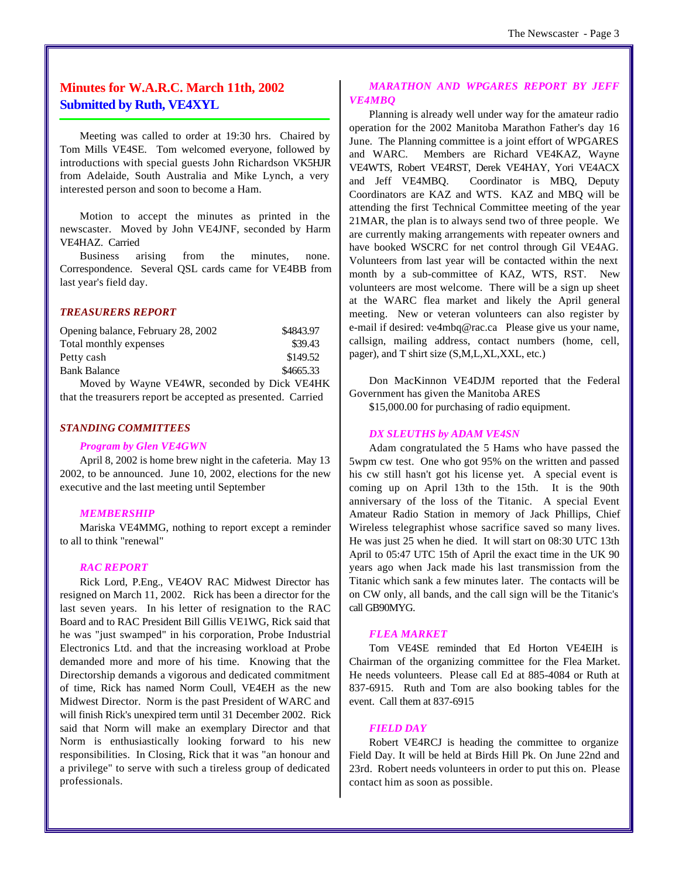## Minutes for W.A.R.C. March 11th, 2002
## Submitted by Ruth, VE4XYL

Meeting was called to order at 19:30 hrs. Chaired by Tom Mills VE4SE. Tom welcomed everyone, followed by introductions with special guests John Richardson VK5HJR from Adelaide, South Australia and Mike Lynch, a very interested person and soon to become a Ham.

Motion to accept the minutes as printed in the newscaster. Moved by John VE4JNF, seconded by Harm VE4HAZ. Carried

Business arising from the minutes, none. Correspondence. Several QSL cards came for VE4BB from last year's field day.

### *TREASURERS REPORT*

| | |
|---|---|
| Opening balance, February 28, 2002 | $4843.97 |
| Total monthly expenses | $39.43 |
| Petty cash | $149.52 |
| Bank Balance | $4665.33 |

Moved by Wayne VE4WR, seconded by Dick VE4HK that the treasurers report be accepted as presented. Carried

### *STANDING COMMITTEES*

#### *Program by Glen VE4GWN*

April 8, 2002 is home brew night in the cafeteria. May 13 2002, to be announced. June 10, 2002, elections for the new executive and the last meeting until September

#### *MEMBERSHIP*

Mariska VE4MMG, nothing to report except a reminder to all to think "renewal"

#### *RAC REPORT*

Rick Lord, P.Eng., VE4OV RAC Midwest Director has resigned on March 11, 2002. Rick has been a director for the last seven years. In his letter of resignation to the RAC Board and to RAC President Bill Gillis VE1WG, Rick said that he was "just swamped" in his corporation, Probe Industrial Electronics Ltd. and that the increasing workload at Probe demanded more and more of his time. Knowing that the Directorship demands a vigorous and dedicated commitment of time, Rick has named Norm Coull, VE4EH as the new Midwest Director. Norm is the past President of WARC and will finish Rick's unexpired term until 31 December 2002. Rick said that Norm will make an exemplary Director and that Norm is enthusiastically looking forward to his new responsibilities. In Closing, Rick that it was "an honour and a privilege" to serve with such a tireless group of dedicated professionals.

#### *MARATHON AND WPGARES REPORT BY JEFF VE4MBQ*

Planning is already well under way for the amateur radio operation for the 2002 Manitoba Marathon Father's day 16 June. The Planning committee is a joint effort of WPGARES and WARC. Members are Richard VE4KAZ, Wayne VE4WTS, Robert VE4RST, Derek VE4HAY, Yori VE4ACX and Jeff VE4MBQ. Coordinator is MBQ, Deputy Coordinators are KAZ and WTS. KAZ and MBQ will be attending the first Technical Committee meeting of the year 21MAR, the plan is to always send two of three people. We are currently making arrangements with repeater owners and have booked WSCRC for net control through Gil VE4AG. Volunteers from last year will be contacted within the next month by a sub-committee of KAZ, WTS, RST. New volunteers are most welcome. There will be a sign up sheet at the WARC flea market and likely the April general meeting. New or veteran volunteers can also register by e-mail if desired: ve4mbq@rac.ca Please give us your name, callsign, mailing address, contact numbers (home, cell, pager), and T shirt size (S,M,L,XL,XXL, etc.)

Don MacKinnon VE4DJM reported that the Federal Government has given the Manitoba ARES
$15,000.00 for purchasing of radio equipment.

#### *DX SLEUTHS by ADAM VE4SN*

Adam congratulated the 5 Hams who have passed the 5wpm cw test. One who got 95% on the written and passed his cw still hasn't got his license yet. A special event is coming up on April 13th to the 15th. It is the 90th anniversary of the loss of the Titanic. A special Event Amateur Radio Station in memory of Jack Phillips, Chief Wireless telegraphist whose sacrifice saved so many lives. He was just 25 when he died. It will start on 08:30 UTC 13th April to 05:47 UTC 15th of April the exact time in the UK 90 years ago when Jack made his last transmission from the Titanic which sank a few minutes later. The contacts will be on CW only, all bands, and the call sign will be the Titanic's call GB90MYG.

#### *FLEA MARKET*

Tom VE4SE reminded that Ed Horton VE4EIH is Chairman of the organizing committee for the Flea Market. He needs volunteers. Please call Ed at 885-4084 or Ruth at 837-6915. Ruth and Tom are also booking tables for the event. Call them at 837-6915

#### *FIELD DAY*

Robert VE4RCJ is heading the committee to organize Field Day. It will be held at Birds Hill Pk. On June 22nd and 23rd. Robert needs volunteers in order to put this on. Please contact him as soon as possible.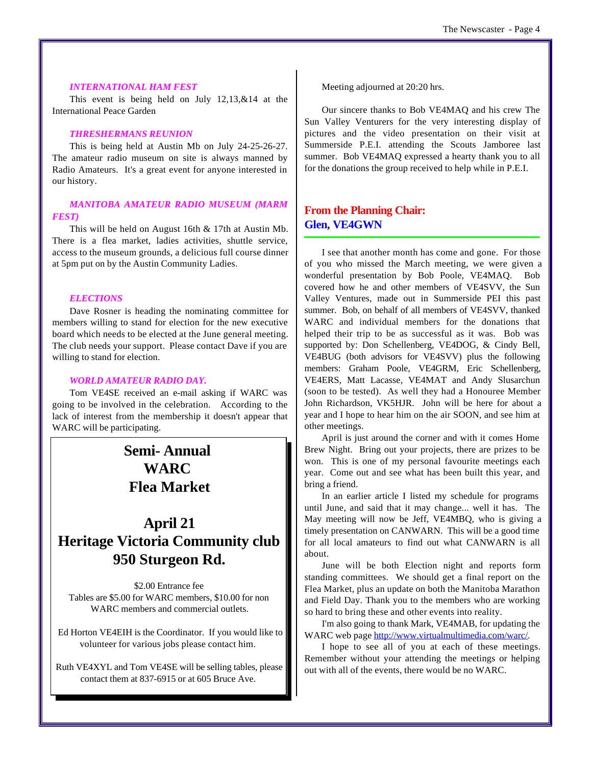### *INTERNATIONAL HAM FEST*

This event is being held on July 12,13,&14 at the International Peace Garden

### *THRESHERMANS REUNION*

This is being held at Austin Mb on July 24-25-26-27. The amateur radio museum on site is always manned by Radio Amateurs. It's a great event for anyone interested in our history.

### *MANITOBA AMATEUR RADIO MUSEUM (MARM FEST)*

This will be held on August 16th & 17th at Austin Mb. There is a flea market, ladies activities, shuttle service, access to the museum grounds, a delicious full course dinner at 5pm put on by the Austin Community Ladies.

### *ELECTIONS*

Dave Rosner is heading the nominating committee for members willing to stand for election for the new executive board which needs to be elected at the June general meeting. The club needs your support. Please contact Dave if you are willing to stand for election.

### *WORLD AMATEUR RADIO DAY.*

Tom VE4SE received an e-mail asking if WARC was going to be involved in the celebration. According to the lack of interest from the membership it doesn't appear that WARC will be participating.

## Semi- Annual WARC Flea Market

## April 21
## Heritage Victoria Community club 950 Sturgeon Rd.

$2.00 Entrance fee
Tables are $5.00 for WARC members, $10.00 for non WARC members and commercial outlets.

Ed Horton VE4EIH is the Coordinator. If you would like to volunteer for various jobs please contact him.

Ruth VE4XYL and Tom VE4SE will be selling tables, please contact them at 837-6915 or at 605 Bruce Ave.

Meeting adjourned at 20:20 hrs.

Our sincere thanks to Bob VE4MAQ and his crew The Sun Valley Venturers for the very interesting display of pictures and the video presentation on their visit at Summerside P.E.I. attending the Scouts Jamboree last summer. Bob VE4MAQ expressed a hearty thank you to all for the donations the group received to help while in P.E.I.

## From the Planning Chair:
## Glen, VE4GWN

I see that another month has come and gone. For those of you who missed the March meeting, we were given a wonderful presentation by Bob Poole, VE4MAQ. Bob covered how he and other members of VE4SVV, the Sun Valley Ventures, made out in Summerside PEI this past summer. Bob, on behalf of all members of VE4SVV, thanked WARC and individual members for the donations that helped their trip to be as successful as it was. Bob was supported by: Don Schellenberg, VE4DOG, & Cindy Bell, VE4BUG (both advisors for VE4SVV) plus the following members: Graham Poole, VE4GRM, Eric Schellenberg, VE4ERS, Matt Lacasse, VE4MAT and Andy Slusarchun (soon to be tested). As well they had a Honouree Member John Richardson, VK5HJR. John will be here for about a year and I hope to hear him on the air SOON, and see him at other meetings.

April is just around the corner and with it comes Home Brew Night. Bring out your projects, there are prizes to be won. This is one of my personal favourite meetings each year. Come out and see what has been built this year, and bring a friend.

In an earlier article I listed my schedule for programs until June, and said that it may change... well it has. The May meeting will now be Jeff, VE4MBQ, who is giving a timely presentation on CANWARN. This will be a good time for all local amateurs to find out what CANWARN is all about.

June will be both Election night and reports form standing committees. We should get a final report on the Flea Market, plus an update on both the Manitoba Marathon and Field Day. Thank you to the members who are working so hard to bring these and other events into reality.

I'm also going to thank Mark, VE4MAB, for updating the WARC web page http://www.virtualmultimedia.com/warc/.

I hope to see all of you at each of these meetings. Remember without your attending the meetings or helping out with all of the events, there would be no WARC.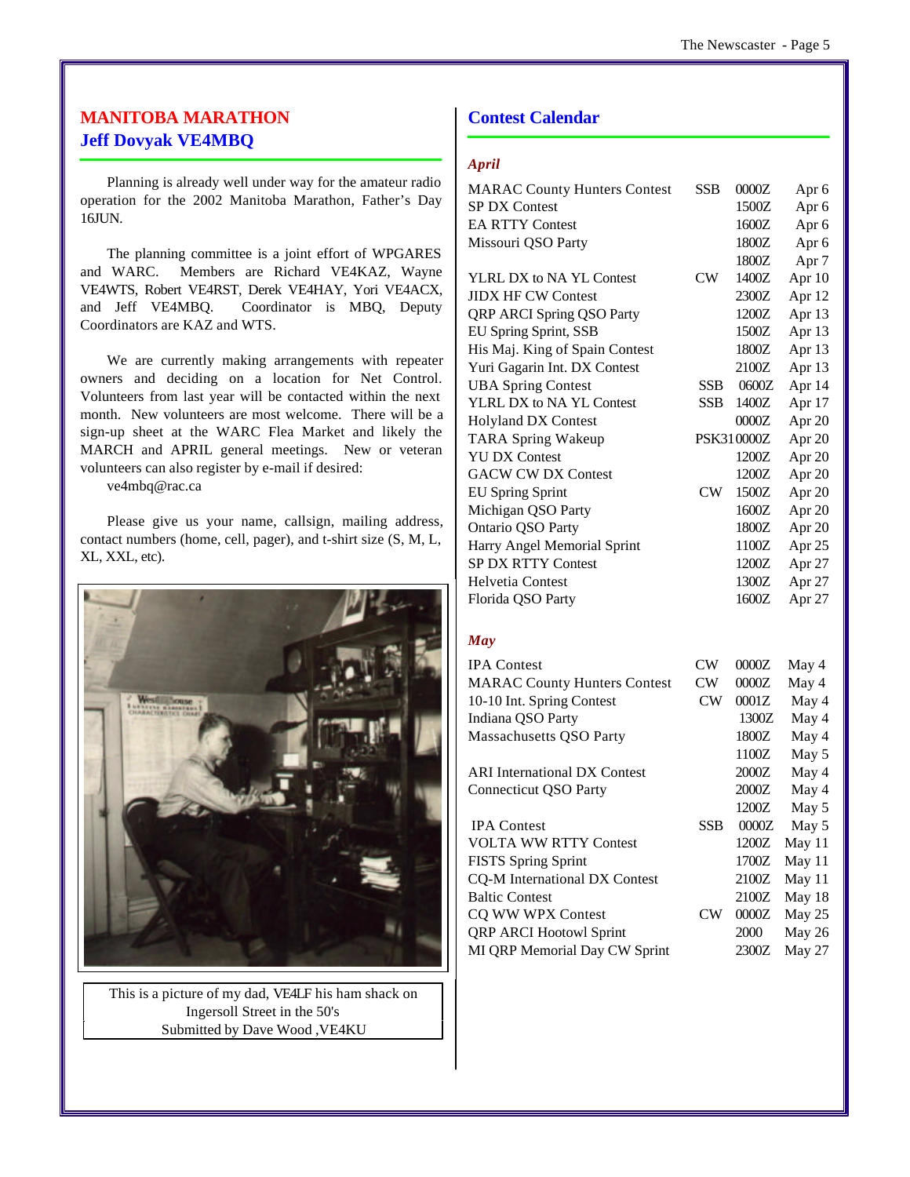## MANITOBA MARATHON
### Jeff Dovyak VE4MBQ

Planning is already well under way for the amateur radio operation for the 2002 Manitoba Marathon, Father's Day 16JUN.

The planning committee is a joint effort of WPGARES and WARC. Members are Richard VE4KAZ, Wayne VE4WTS, Robert VE4RST, Derek VE4HAY, Yori VE4ACX, and Jeff VE4MBQ. Coordinator is MBQ, Deputy Coordinators are KAZ and WTS.

We are currently making arrangements with repeater owners and deciding on a location for Net Control. Volunteers from last year will be contacted within the next month. New volunteers are most welcome. There will be a sign-up sheet at the WARC Flea Market and likely the MARCH and APRIL general meetings. New or veteran volunteers can also register by e-mail if desired:
ve4mbq@rac.ca

Please give us your name, callsign, mailing address, contact numbers (home, cell, pager), and t-shirt size (S, M, L, XL, XXL, etc).

This is a picture of my dad, VE4LF his ham shack on Ingersoll Street in the 50's
Submitted by Dave Wood ,VE4KU

## Contest Calendar

### *April*

| Contest | Mode | Time | Date |
|---|---|---|---|
| MARAC County Hunters Contest | SSB | 0000Z | Apr 6 |
| SP DX Contest | | 1500Z | Apr 6 |
| EA RTTY Contest | | 1600Z | Apr 6 |
| Missouri QSO Party | | 1800Z | Apr 6 |
| | | 1800Z | Apr 7 |
| YLRL DX to NA YL Contest | CW | 1400Z | Apr 10 |
| JIDX HF CW Contest | | 2300Z | Apr 12 |
| QRP ARCI Spring QSO Party | | 1200Z | Apr 13 |
| EU Spring Sprint, SSB | | 1500Z | Apr 13 |
| His Maj. King of Spain Contest | | 1800Z | Apr 13 |
| Yuri Gagarin Int. DX Contest | | 2100Z | Apr 13 |
| UBA Spring Contest | SSB | 0600Z | Apr 14 |
| YLRL DX to NA YL Contest | SSB | 1400Z | Apr 17 |
| Holyland DX Contest | | 0000Z | Apr 20 |
| TARA Spring Wakeup | PSK31 | 0000Z | Apr 20 |
| YU DX Contest | | 1200Z | Apr 20 |
| GACW CW DX Contest | | 1200Z | Apr 20 |
| EU Spring Sprint | CW | 1500Z | Apr 20 |
| Michigan QSO Party | | 1600Z | Apr 20 |
| Ontario QSO Party | | 1800Z | Apr 20 |
| Harry Angel Memorial Sprint | | 1100Z | Apr 25 |
| SP DX RTTY Contest | | 1200Z | Apr 27 |
| Helvetia Contest | | 1300Z | Apr 27 |
| Florida QSO Party | | 1600Z | Apr 27 |

### *May*

| Contest | Mode | Time | Date |
|---|---|---|---|
| IPA Contest | CW | 0000Z | May 4 |
| MARAC County Hunters Contest | CW | 0000Z | May 4 |
| 10-10 Int. Spring Contest | CW | 0001Z | May 4 |
| Indiana QSO Party | | 1300Z | May 4 |
| Massachusetts QSO Party | | 1800Z | May 4 |
| | | 1100Z | May 5 |
| ARI International DX Contest | | 2000Z | May 4 |
| Connecticut QSO Party | | 2000Z | May 4 |
| | | 1200Z | May 5 |
| IPA Contest | SSB | 0000Z | May 5 |
| VOLTA WW RTTY Contest | | 1200Z | May 11 |
| FISTS Spring Sprint | | 1700Z | May 11 |
| CQ-M International DX Contest | | 2100Z | May 11 |
| Baltic Contest | | 2100Z | May 18 |
| CQ WW WPX Contest | CW | 0000Z | May 25 |
| QRP ARCI Hootowl Sprint | | 2000 | May 26 |
| MI QRP Memorial Day CW Sprint | | 2300Z | May 27 |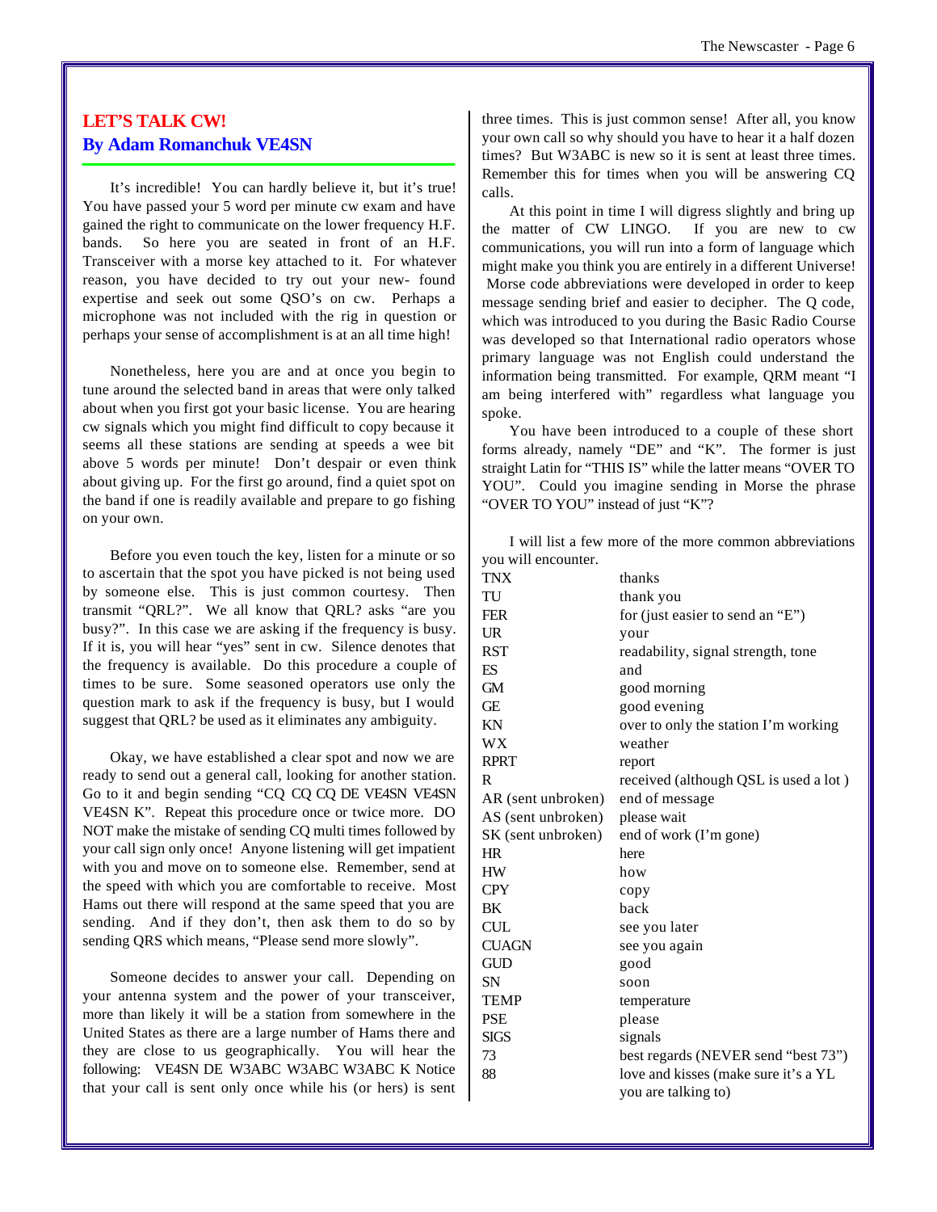## LET'S TALK CW!

### By Adam Romanchuk VE4SN

It's incredible! You can hardly believe it, but it's true! You have passed your 5 word per minute cw exam and have gained the right to communicate on the lower frequency H.F. bands. So here you are seated in front of an H.F. Transceiver with a morse key attached to it. For whatever reason, you have decided to try out your new- found expertise and seek out some QSO's on cw. Perhaps a microphone was not included with the rig in question or perhaps your sense of accomplishment is at an all time high!

Nonetheless, here you are and at once you begin to tune around the selected band in areas that were only talked about when you first got your basic license. You are hearing cw signals which you might find difficult to copy because it seems all these stations are sending at speeds a wee bit above 5 words per minute! Don't despair or even think about giving up. For the first go around, find a quiet spot on the band if one is readily available and prepare to go fishing on your own.

Before you even touch the key, listen for a minute or so to ascertain that the spot you have picked is not being used by someone else. This is just common courtesy. Then transmit "QRL?". We all know that QRL? asks "are you busy?". In this case we are asking if the frequency is busy. If it is, you will hear "yes" sent in cw. Silence denotes that the frequency is available. Do this procedure a couple of times to be sure. Some seasoned operators use only the question mark to ask if the frequency is busy, but I would suggest that QRL? be used as it eliminates any ambiguity.

Okay, we have established a clear spot and now we are ready to send out a general call, looking for another station. Go to it and begin sending "CQ CQ CQ DE VE4SN VE4SN VE4SN K". Repeat this procedure once or twice more. DO NOT make the mistake of sending CQ multi times followed by your call sign only once! Anyone listening will get impatient with you and move on to someone else. Remember, send at the speed with which you are comfortable to receive. Most Hams out there will respond at the same speed that you are sending. And if they don't, then ask them to do so by sending QRS which means, "Please send more slowly".

Someone decides to answer your call. Depending on your antenna system and the power of your transceiver, more than likely it will be a station from somewhere in the United States as there are a large number of Hams there and they are close to us geographically. You will hear the following: VE4SN DE W3ABC W3ABC W3ABC K Notice that your call is sent only once while his (or hers) is sent three times. This is just common sense! After all, you know your own call so why should you have to hear it a half dozen times? But W3ABC is new so it is sent at least three times. Remember this for times when you will be answering CQ calls.

At this point in time I will digress slightly and bring up the matter of CW LINGO. If you are new to cw communications, you will run into a form of language which might make you think you are entirely in a different Universe! Morse code abbreviations were developed in order to keep message sending brief and easier to decipher. The Q code, which was introduced to you during the Basic Radio Course was developed so that International radio operators whose primary language was not English could understand the information being transmitted. For example, QRM meant "I am being interfered with" regardless what language you spoke.

You have been introduced to a couple of these short forms already, namely "DE" and "K". The former is just straight Latin for "THIS IS" while the latter means "OVER TO YOU". Could you imagine sending in Morse the phrase "OVER TO YOU" instead of just "K"?

I will list a few more of the more common abbreviations you will encounter.

| | |
|---|---|
| TNX | thanks |
| TU | thank you |
| FER | for (just easier to send an "E") |
| UR | your |
| RST | readability, signal strength, tone |
| ES | and |
| GM | good morning |
| GE | good evening |
| KN | over to only the station I'm working |
| WX | weather |
| RPRT | report |
| R | received (although QSL is used a lot ) |
| AR (sent unbroken) | end of message |
| AS (sent unbroken) | please wait |
| SK (sent unbroken) | end of work (I'm gone) |
| HR | here |
| HW | how |
| CPY | copy |
| BK | back |
| CUL | see you later |
| CUAGN | see you again |
| GUD | good |
| SN | soon |
| TEMP | temperature |
| PSE | please |
| SIGS | signals |
| 73 | best regards (NEVER send "best 73") |
| 88 | love and kisses (make sure it's a YL you are talking to) |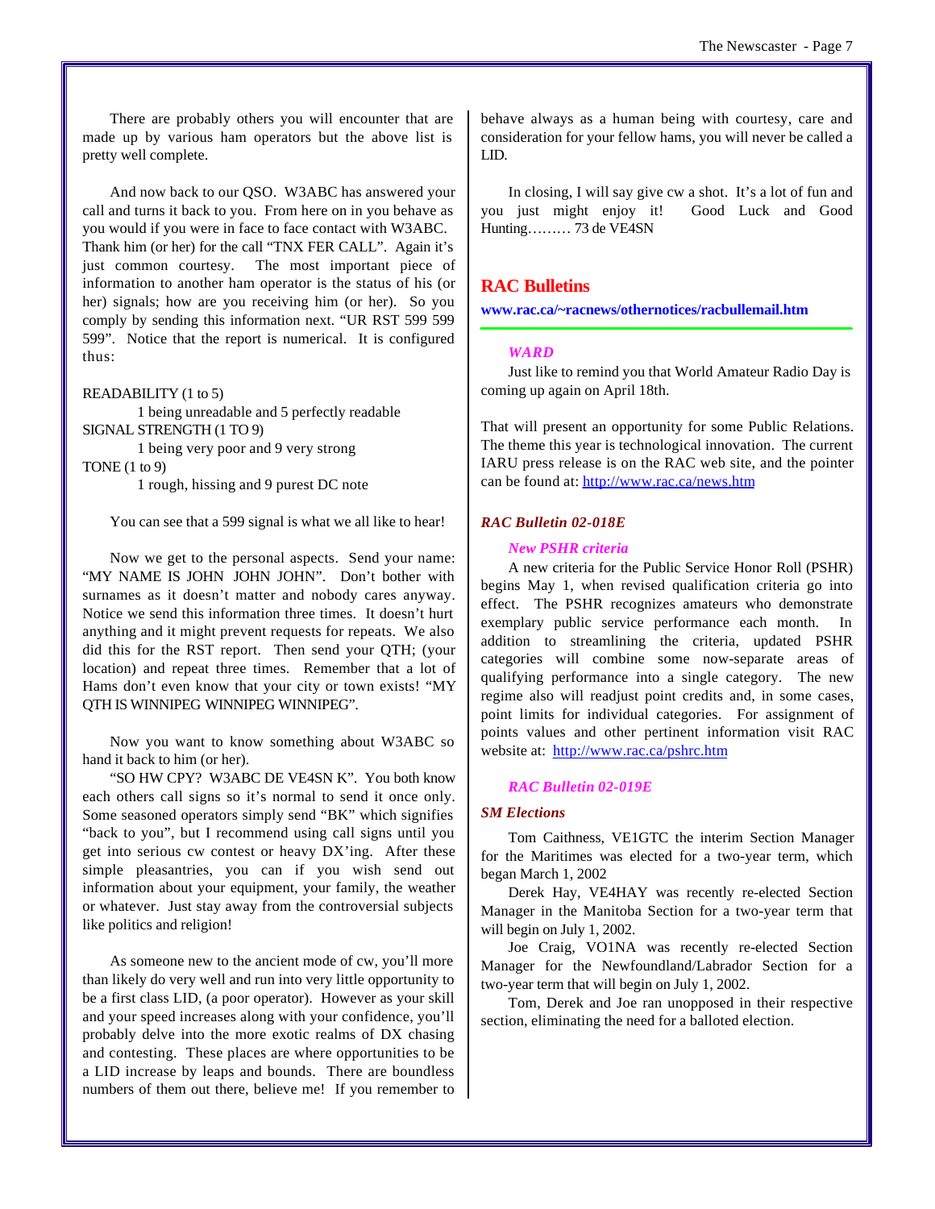There are probably others you will encounter that are made up by various ham operators but the above list is pretty well complete.

And now back to our QSO. W3ABC has answered your call and turns it back to you. From here on in you behave as you would if you were in face to face contact with W3ABC. Thank him (or her) for the call "TNX FER CALL". Again it's just common courtesy. The most important piece of information to another ham operator is the status of his (or her) signals; how are you receiving him (or her). So you comply by sending this information next. "UR RST 599 599 599". Notice that the report is numerical. It is configured thus:

READABILITY (1 to 5)
    1 being unreadable and 5 perfectly readable
SIGNAL STRENGTH (1 TO 9)
    1 being very poor and 9 very strong
TONE (1 to 9)
    1 rough, hissing and 9 purest DC note

You can see that a 599 signal is what we all like to hear!

Now we get to the personal aspects. Send your name: "MY NAME IS JOHN JOHN JOHN". Don't bother with surnames as it doesn't matter and nobody cares anyway. Notice we send this information three times. It doesn't hurt anything and it might prevent requests for repeats. We also did this for the RST report. Then send your QTH; (your location) and repeat three times. Remember that a lot of Hams don't even know that your city or town exists! "MY QTH IS WINNIPEG WINNIPEG WINNIPEG".

Now you want to know something about W3ABC so hand it back to him (or her).

"SO HW CPY? W3ABC DE VE4SN K". You both know each others call signs so it's normal to send it once only. Some seasoned operators simply send "BK" which signifies "back to you", but I recommend using call signs until you get into serious cw contest or heavy DX'ing. After these simple pleasantries, you can if you wish send out information about your equipment, your family, the weather or whatever. Just stay away from the controversial subjects like politics and religion!

As someone new to the ancient mode of cw, you'll more than likely do very well and run into very little opportunity to be a first class LID, (a poor operator). However as your skill and your speed increases along with your confidence, you'll probably delve into the more exotic realms of DX chasing and contesting. These places are where opportunities to be a LID increase by leaps and bounds. There are boundless numbers of them out there, believe me! If you remember to behave always as a human being with courtesy, care and consideration for your fellow hams, you will never be called a LID.

In closing, I will say give cw a shot. It's a lot of fun and you just might enjoy it! Good Luck and Good Hunting……… 73 de VE4SN

## RAC Bulletins

**www.rac.ca/~racnews/othernotices/racbullemail.htm**

---

### *WARD*

Just like to remind you that World Amateur Radio Day is coming up again on April 18th.

That will present an opportunity for some Public Relations. The theme this year is technological innovation. The current IARU press release is on the RAC web site, and the pointer can be found at: http://www.rac.ca/news.htm

### *RAC Bulletin 02-018E*

#### *New PSHR criteria*

A new criteria for the Public Service Honor Roll (PSHR) begins May 1, when revised qualification criteria go into effect. The PSHR recognizes amateurs who demonstrate exemplary public service performance each month. In addition to streamlining the criteria, updated PSHR categories will combine some now-separate areas of qualifying performance into a single category. The new regime also will readjust point credits and, in some cases, point limits for individual categories. For assignment of points values and other pertinent information visit RAC website at: http://www.rac.ca/pshrc.htm

### *RAC Bulletin 02-019E*

#### *SM Elections*

Tom Caithness, VE1GTC the interim Section Manager for the Maritimes was elected for a two-year term, which began March 1, 2002

Derek Hay, VE4HAY was recently re-elected Section Manager in the Manitoba Section for a two-year term that will begin on July 1, 2002.

Joe Craig, VO1NA was recently re-elected Section Manager for the Newfoundland/Labrador Section for a two-year term that will begin on July 1, 2002.

Tom, Derek and Joe ran unopposed in their respective section, eliminating the need for a balloted election.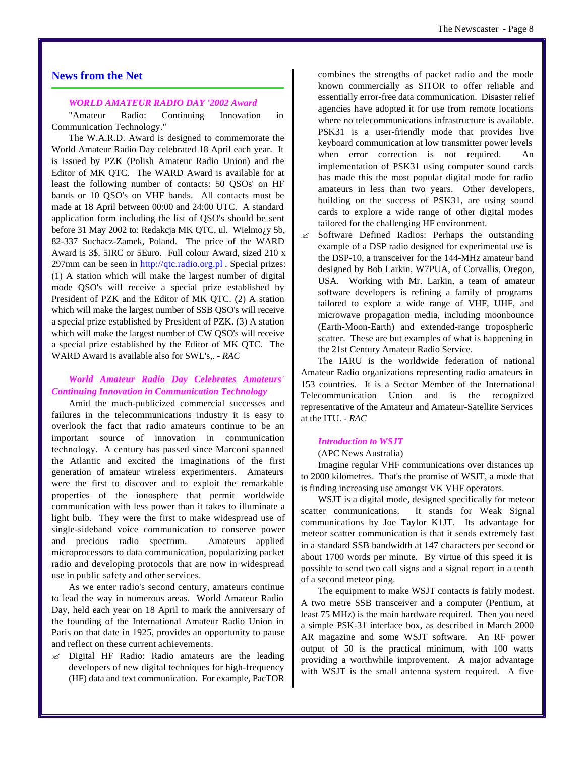## News from the Net

***WORLD AMATEUR RADIO DAY '2002 Award***

"Amateur Radio: Continuing Innovation in Communication Technology."

The W.A.R.D. Award is designed to commemorate the World Amateur Radio Day celebrated 18 April each year. It is issued by PZK (Polish Amateur Radio Union) and the Editor of MK QTC. The WARD Award is available for at least the following number of contacts: 50 QSOs' on HF bands or 10 QSO's on VHF bands. All contacts must be made at 18 April between 00:00 and 24:00 UTC. A standard application form including the list of QSO's should be sent before 31 May 2002 to: Redakcja MK QTC, ul. Wielmo¿y 5b, 82-337 Suchacz-Zamek, Poland. The price of the WARD Award is 3$, 5IRC or 5Euro. Full colour Award, sized 210 x 297mm can be seen in http://qtc.radio.org.pl . Special prizes: (1) A station which will make the largest number of digital mode QSO's will receive a special prize established by President of PZK and the Editor of MK QTC. (2) A station which will make the largest number of SSB QSO's will receive a special prize established by President of PZK. (3) A station which will make the largest number of CW QSO's will receive a special prize established by the Editor of MK QTC. The WARD Award is available also for SWL's,. - *RAC*

***World Amateur Radio Day Celebrates Amateurs' Continuing Innovation in Communication Technology***

Amid the much-publicized commercial successes and failures in the telecommunications industry it is easy to overlook the fact that radio amateurs continue to be an important source of innovation in communication technology. A century has passed since Marconi spanned the Atlantic and excited the imaginations of the first generation of amateur wireless experimenters. Amateurs were the first to discover and to exploit the remarkable properties of the ionosphere that permit worldwide communication with less power than it takes to illuminate a light bulb. They were the first to make widespread use of single-sideband voice communication to conserve power and precious radio spectrum. Amateurs applied microprocessors to data communication, popularizing packet radio and developing protocols that are now in widespread use in public safety and other services.

As we enter radio's second century, amateurs continue to lead the way in numerous areas. World Amateur Radio Day, held each year on 18 April to mark the anniversary of the founding of the International Amateur Radio Union in Paris on that date in 1925, provides an opportunity to pause and reflect on these current achievements.

- Digital HF Radio: Radio amateurs are the leading developers of new digital techniques for high-frequency (HF) data and text communication. For example, PacTOR combines the strengths of packet radio and the mode known commercially as SITOR to offer reliable and essentially error-free data communication. Disaster relief agencies have adopted it for use from remote locations where no telecommunications infrastructure is available. PSK31 is a user-friendly mode that provides live keyboard communication at low transmitter power levels when error correction is not required. An implementation of PSK31 using computer sound cards has made this the most popular digital mode for radio amateurs in less than two years. Other developers, building on the success of PSK31, are using sound cards to explore a wide range of other digital modes tailored for the challenging HF environment.
- Software Defined Radios: Perhaps the outstanding example of a DSP radio designed for experimental use is the DSP-10, a transceiver for the 144-MHz amateur band designed by Bob Larkin, W7PUA, of Corvallis, Oregon, USA. Working with Mr. Larkin, a team of amateur software developers is refining a family of programs tailored to explore a wide range of VHF, UHF, and microwave propagation media, including moonbounce (Earth-Moon-Earth) and extended-range tropospheric scatter. These are but examples of what is happening in the 21st Century Amateur Radio Service.

The IARU is the worldwide federation of national Amateur Radio organizations representing radio amateurs in 153 countries. It is a Sector Member of the International Telecommunication Union and is the recognized representative of the Amateur and Amateur-Satellite Services at the ITU. - *RAC*

***Introduction to WSJT***

(APC News Australia)

Imagine regular VHF communications over distances up to 2000 kilometres. That's the promise of WSJT, a mode that is finding increasing use amongst VK VHF operators.

WSJT is a digital mode, designed specifically for meteor scatter communications. It stands for Weak Signal communications by Joe Taylor K1JT. Its advantage for meteor scatter communication is that it sends extremely fast in a standard SSB bandwidth at 147 characters per second or about 1700 words per minute. By virtue of this speed it is possible to send two call signs and a signal report in a tenth of a second meteor ping.

The equipment to make WSJT contacts is fairly modest. A two metre SSB transceiver and a computer (Pentium, at least 75 MHz) is the main hardware required. Then you need a simple PSK-31 interface box, as described in March 2000 AR magazine and some WSJT software. An RF power output of 50 is the practical minimum, with 100 watts providing a worthwhile improvement. A major advantage with WSJT is the small antenna system required. A five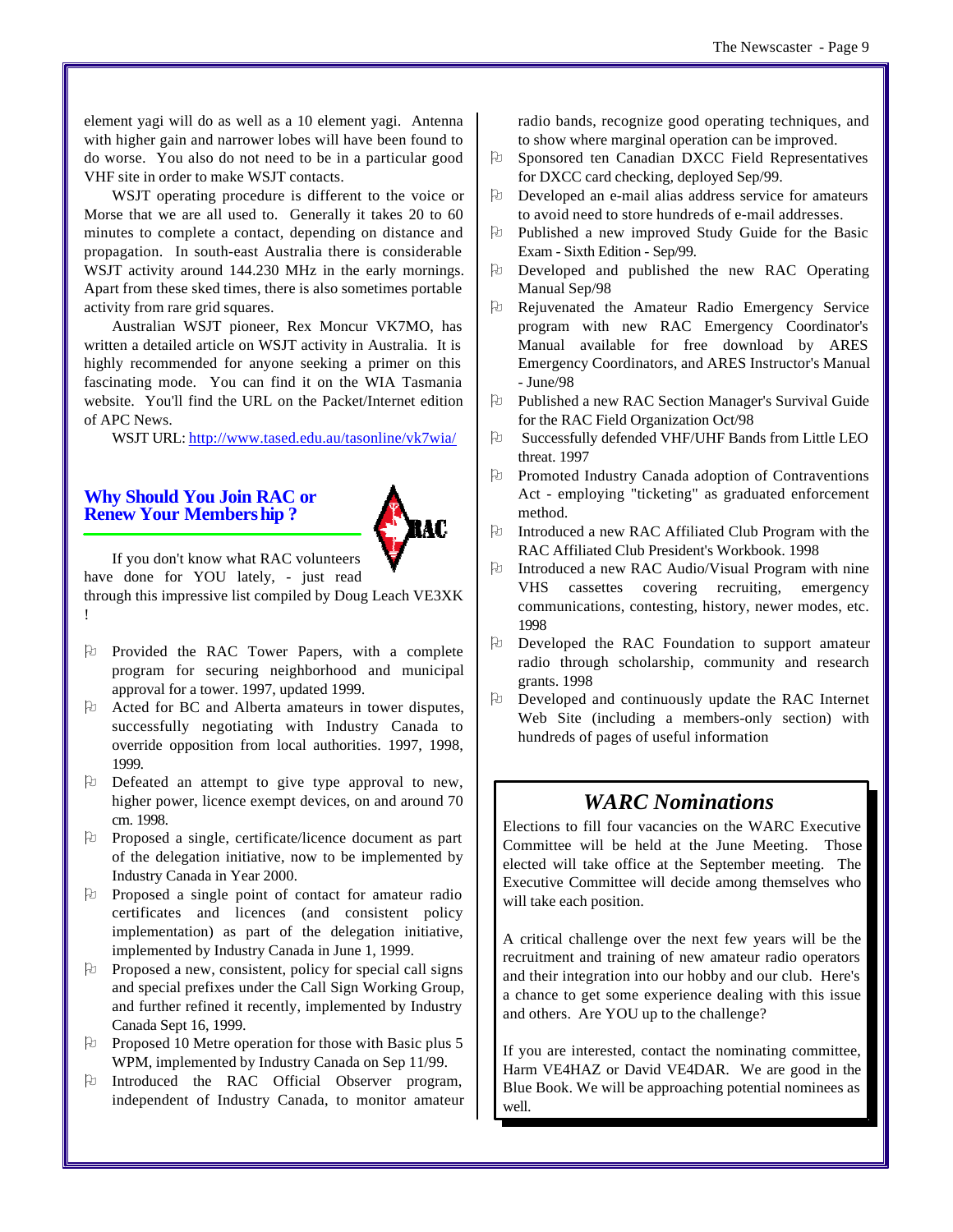element yagi will do as well as a 10 element yagi. Antenna with higher gain and narrower lobes will have been found to do worse. You also do not need to be in a particular good VHF site in order to make WSJT contacts.

WSJT operating procedure is different to the voice or Morse that we are all used to. Generally it takes 20 to 60 minutes to complete a contact, depending on distance and propagation. In south-east Australia there is considerable WSJT activity around 144.230 MHz in the early mornings. Apart from these sked times, there is also sometimes portable activity from rare grid squares.

Australian WSJT pioneer, Rex Moncur VK7MO, has written a detailed article on WSJT activity in Australia. It is highly recommended for anyone seeking a primer on this fascinating mode. You can find it on the WIA Tasmania website. You'll find the URL on the Packet/Internet edition of APC News.

WSJT URL: http://www.tased.edu.au/tasonline/vk7wia/

## Why Should You Join RAC or Renew Your Membership ?

If you don't know what RAC volunteers have done for YOU lately, - just read through this impressive list compiled by Doug Leach VE3XK !

- Provided the RAC Tower Papers, with a complete program for securing neighborhood and municipal approval for a tower. 1997, updated 1999.
- Acted for BC and Alberta amateurs in tower disputes, successfully negotiating with Industry Canada to override opposition from local authorities. 1997, 1998, 1999.
- Defeated an attempt to give type approval to new, higher power, licence exempt devices, on and around 70 cm. 1998.
- Proposed a single, certificate/licence document as part of the delegation initiative, now to be implemented by Industry Canada in Year 2000.
- Proposed a single point of contact for amateur radio certificates and licences (and consistent policy implementation) as part of the delegation initiative, implemented by Industry Canada in June 1, 1999.
- Proposed a new, consistent, policy for special call signs and special prefixes under the Call Sign Working Group, and further refined it recently, implemented by Industry Canada Sept 16, 1999.
- Proposed 10 Metre operation for those with Basic plus 5 WPM, implemented by Industry Canada on Sep 11/99.
- Introduced the RAC Official Observer program, independent of Industry Canada, to monitor amateur radio bands, recognize good operating techniques, and to show where marginal operation can be improved.
- Sponsored ten Canadian DXCC Field Representatives for DXCC card checking, deployed Sep/99.
- Developed an e-mail alias address service for amateurs to avoid need to store hundreds of e-mail addresses.
- Published a new improved Study Guide for the Basic Exam - Sixth Edition - Sep/99.
- Developed and published the new RAC Operating Manual Sep/98
- Rejuvenated the Amateur Radio Emergency Service program with new RAC Emergency Coordinator's Manual available for free download by ARES Emergency Coordinators, and ARES Instructor's Manual - June/98
- Published a new RAC Section Manager's Survival Guide for the RAC Field Organization Oct/98
- Successfully defended VHF/UHF Bands from Little LEO threat. 1997
- Promoted Industry Canada adoption of Contraventions Act - employing "ticketing" as graduated enforcement method.
- Introduced a new RAC Affiliated Club Program with the RAC Affiliated Club President's Workbook. 1998
- Introduced a new RAC Audio/Visual Program with nine VHS cassettes covering recruiting, emergency communications, contesting, history, newer modes, etc. 1998
- Developed the RAC Foundation to support amateur radio through scholarship, community and research grants. 1998
- Developed and continuously update the RAC Internet Web Site (including a members-only section) with hundreds of pages of useful information

## *WARC Nominations*

Elections to fill four vacancies on the WARC Executive Committee will be held at the June Meeting. Those elected will take office at the September meeting. The Executive Committee will decide among themselves who will take each position.

A critical challenge over the next few years will be the recruitment and training of new amateur radio operators and their integration into our hobby and our club. Here's a chance to get some experience dealing with this issue and others. Are YOU up to the challenge?

If you are interested, contact the nominating committee, Harm VE4HAZ or David VE4DAR. We are good in the Blue Book. We will be approaching potential nominees as well.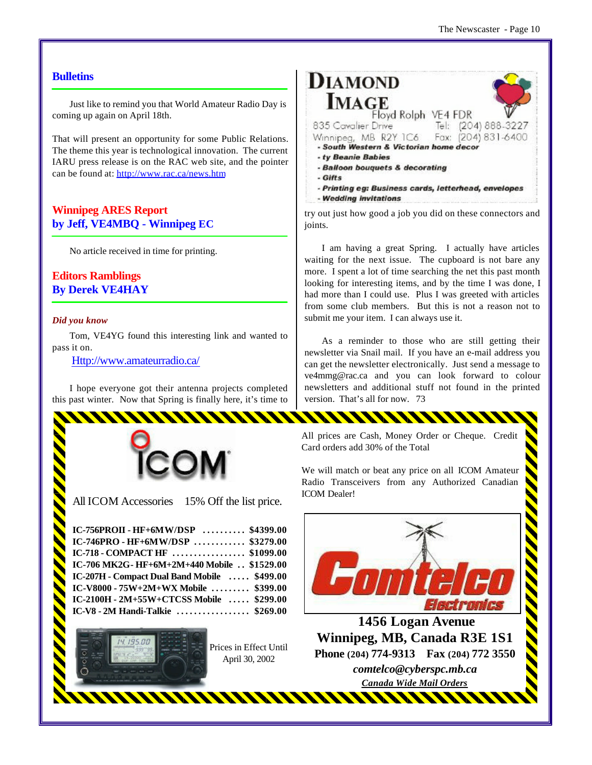## Bulletins

Just like to remind you that World Amateur Radio Day is coming up again on April 18th.

That will present an opportunity for some Public Relations. The theme this year is technological innovation. The current IARU press release is on the RAC web site, and the pointer can be found at: http://www.rac.ca/news.htm

## Winnipeg ARES Report
## by Jeff, VE4MBQ - Winnipeg EC

No article received in time for printing.

## Editors Ramblings
## By Derek VE4HAY

*Did you know*

Tom, VE4YG found this interesting link and wanted to pass it on.

Http://www.amateurradio.ca/

I hope everyone got their antenna projects completed this past winter. Now that Spring is finally here, it's time to try out just how good a job you did on these connectors and joints.

I am having a great Spring. I actually have articles waiting for the next issue. The cupboard is not bare any more. I spent a lot of time searching the net this past month looking for interesting items, and by the time I was done, I had more than I could use. Plus I was greeted with articles from some club members. But this is not a reason not to submit me your item. I can always use it.

As a reminder to those who are still getting their newsletter via Snail mail. If you have an e-mail address you can get the newsletter electronically. Just send a message to ve4mmg@rac.ca and you can look forward to colour newsletters and additional stuff not found in the printed version. That's all for now. 73

---

**DIAMOND IMAGE**
Floyd Rolph VE4 FDR
835 Cavalier Drive Tel: (204) 888-3227
Winnipeg, MB R2Y 1C6 Fax: (204) 831-6400

- South Western & Victorian home decor
- ty Beanie Babies
- Balloon bouquets & decorating
- Gifts
- Printing eg: Business cards, letterhead, envelopes
- Wedding invitations

---

**ICOM**

All ICOM Accessories 15% Off the list price.

| | |
|---|---|
| **IC-756PROII - HF+6MW/DSP** | **$4399.00** |
| **IC-746PRO - HF+6MW/DSP** | **$3279.00** |
| **IC-718 - COMPACT HF** | **$1099.00** |
| **IC-706 MK2G- HF+6M+2M+440 Mobile** | **$1529.00** |
| **IC-207H - Compact Dual Band Mobile** | **$499.00** |
| **IC-V8000 - 75W+2M+WX Mobile** | **$399.00** |
| **IC-2100H - 2M+55W+CTCSS Mobile** | **$299.00** |
| **IC-V8 - 2M Handi-Talkie** | **$269.00** |

Prices in Effect Until April 30, 2002

All prices are Cash, Money Order or Cheque. Credit Card orders add 30% of the Total

We will match or beat any price on all ICOM Amateur Radio Transceivers from any Authorized Canadian ICOM Dealer!

**Comtelco Electronics**

**1456 Logan Avenue**
**Winnipeg, MB, Canada R3E 1S1**
**Phone (204) 774-9313 Fax (204) 772 3550**
***comtelco@cyberspc.mb.ca***
***Canada Wide Mail Orders***